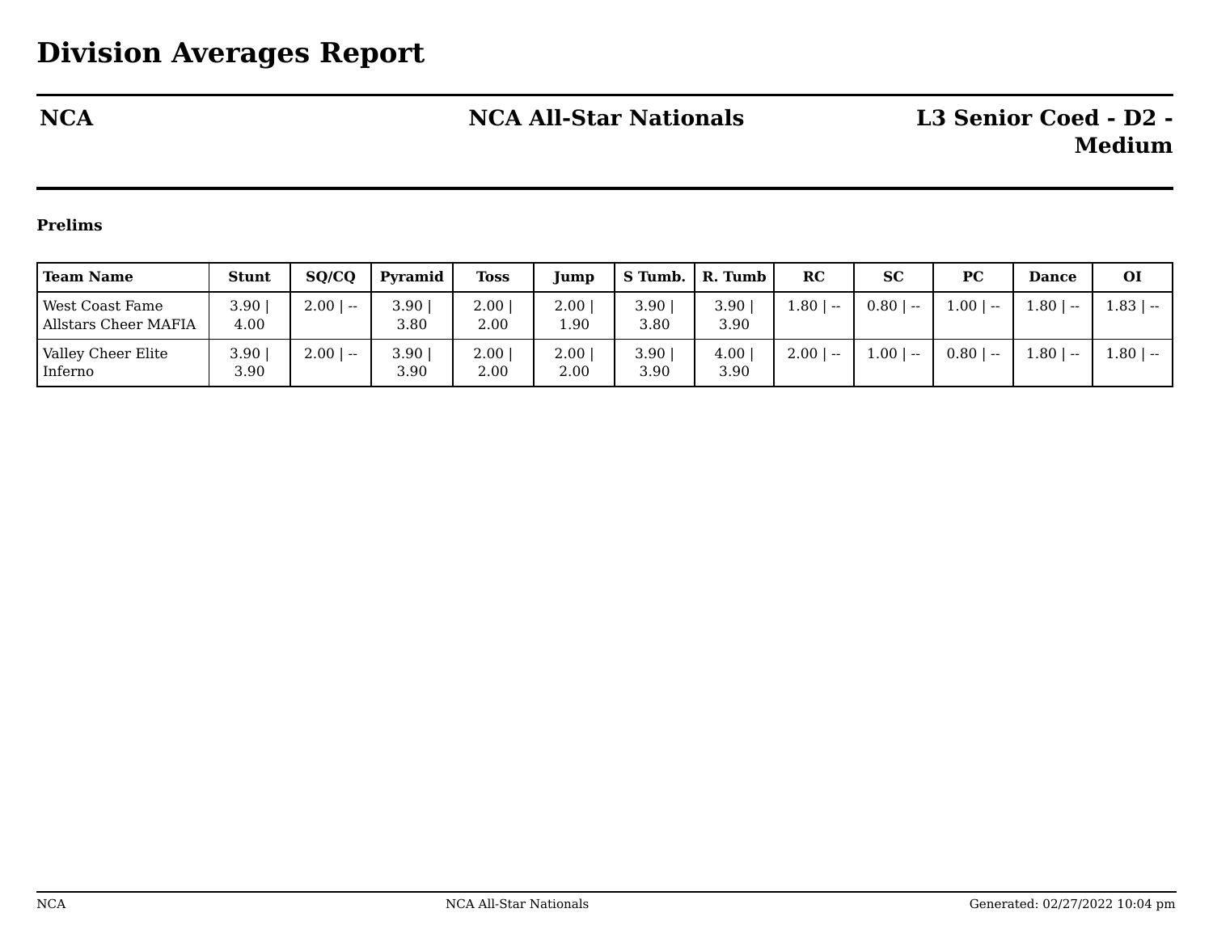# Division Averages Report

| NCA | NCA All-Star Nationals | L3 Senior Coed - D2 - Medium |
|---|---|---|

**Prelims**

| Team Name | Stunt | SQ/CQ | Pyramid | Toss | Jump | S Tumb. | R. Tumb | RC | SC | PC | Dance | OI |
|---|---|---|---|---|---|---|---|---|---|---|---|---|
| West Coast Fame Allstars Cheer MAFIA | 3.90 \| 4.00 | 2.00 \| -- | 3.90 \| 3.80 | 2.00 \| 2.00 | 2.00 \| 1.90 | 3.90 \| 3.80 | 3.90 \| 3.90 | 1.80 \| -- | 0.80 \| -- | 1.00 \| -- | 1.80 \| -- | 1.83 \| -- |
| Valley Cheer Elite Inferno | 3.90 \| 3.90 | 2.00 \| -- | 3.90 \| 3.90 | 2.00 \| 2.00 | 2.00 \| 2.00 | 3.90 \| 3.90 | 4.00 \| 3.90 | 2.00 \| -- | 1.00 \| -- | 0.80 \| -- | 1.80 \| -- | 1.80 \| -- |

Generated: 02/27/2022 10:04 pm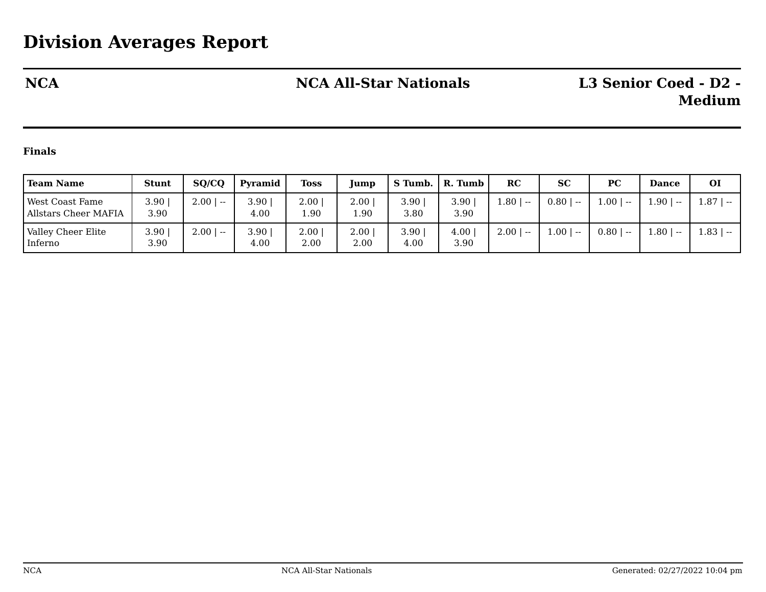# Division Averages Report

**NCA** | **NCA All-Star Nationals** | **L3 Senior Coed - D2 - Medium**

**Finals**

| Team Name | Stunt | SQ/CQ | Pyramid | Toss | Jump | S Tumb. | R. Tumb | RC | SC | PC | Dance | OI |
|---|---|---|---|---|---|---|---|---|---|---|---|---|
| West Coast Fame Allstars Cheer MAFIA | 3.90 \| 3.90 | 2.00 \| -- | 3.90 \| 4.00 | 2.00 \| 1.90 | 2.00 \| 1.90 | 3.90 \| 3.80 | 3.90 \| 3.90 | 1.80 \| -- | 0.80 \| -- | 1.00 \| -- | 1.90 \| -- | 1.87 \| -- |
| Valley Cheer Elite Inferno | 3.90 \| 3.90 | 2.00 \| -- | 3.90 \| 4.00 | 2.00 \| 2.00 | 2.00 \| 2.00 | 3.90 \| 4.00 | 4.00 \| 3.90 | 2.00 \| -- | 1.00 \| -- | 0.80 \| -- | 1.80 \| -- | 1.83 \| -- |

Generated: 02/27/2022 10:04 pm